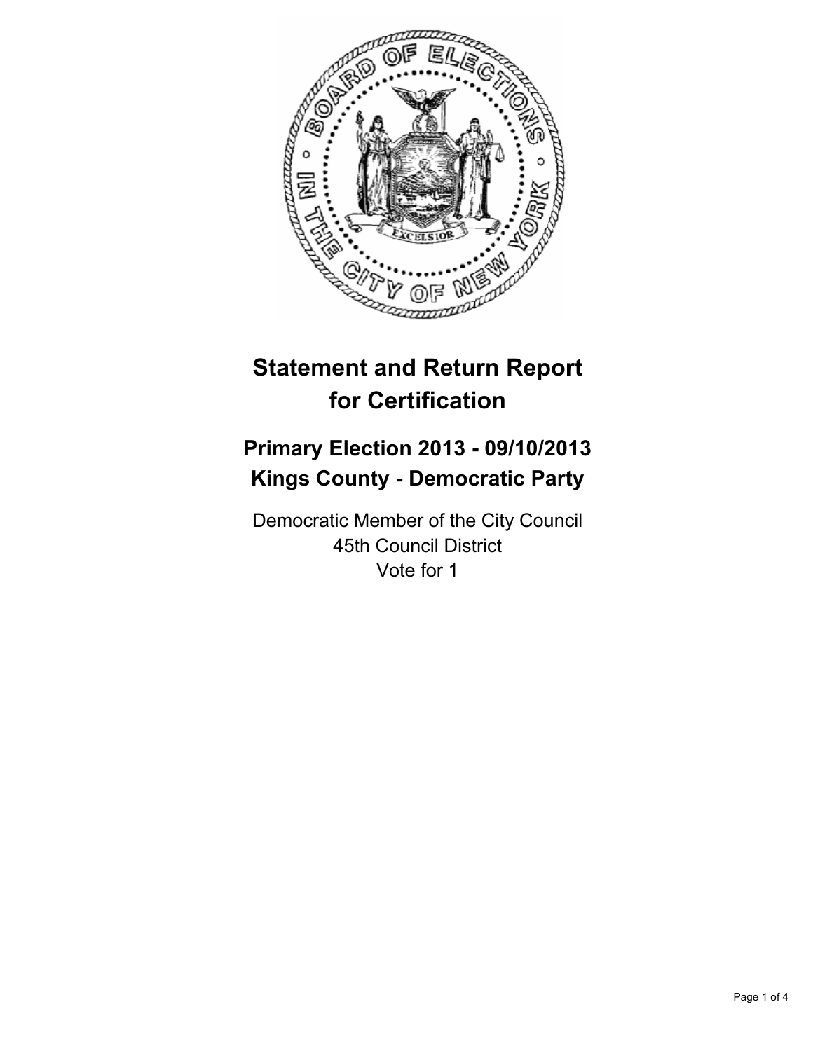# Statement and Return Report for Certification

## Primary Election 2013 - 09/10/2013
## Kings County - Democratic Party

Democratic Member of the City Council
45th Council District
Vote for 1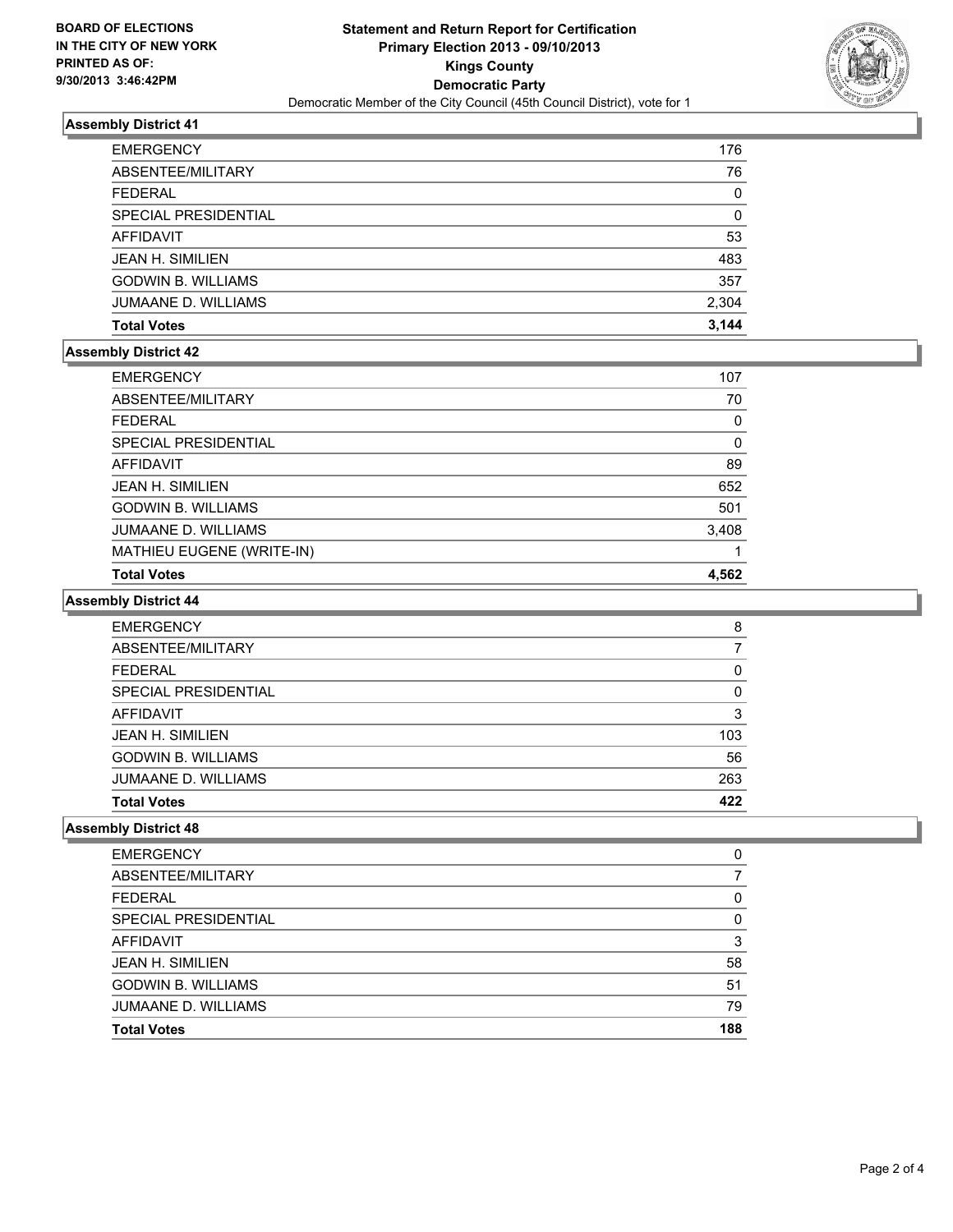**BOARD OF ELECTIONS IN THE CITY OF NEW YORK PRINTED AS OF: 9/30/2013 3:46:42PM**

# Statement and Return Report for Certification
## Primary Election 2013 - 09/10/2013
## Kings County
## Democratic Party
Democratic Member of the City Council (45th Council District), vote for 1

### Assembly District 41

| | |
|---|---|
| EMERGENCY | 176 |
| ABSENTEE/MILITARY | 76 |
| FEDERAL | 0 |
| SPECIAL PRESIDENTIAL | 0 |
| AFFIDAVIT | 53 |
| JEAN H. SIMILIEN | 483 |
| GODWIN B. WILLIAMS | 357 |
| JUMAANE D. WILLIAMS | 2,304 |
| **Total Votes** | **3,144** |

### Assembly District 42

| | |
|---|---|
| EMERGENCY | 107 |
| ABSENTEE/MILITARY | 70 |
| FEDERAL | 0 |
| SPECIAL PRESIDENTIAL | 0 |
| AFFIDAVIT | 89 |
| JEAN H. SIMILIEN | 652 |
| GODWIN B. WILLIAMS | 501 |
| JUMAANE D. WILLIAMS | 3,408 |
| MATHIEU EUGENE (WRITE-IN) | 1 |
| **Total Votes** | **4,562** |

### Assembly District 44

| | |
|---|---|
| EMERGENCY | 8 |
| ABSENTEE/MILITARY | 7 |
| FEDERAL | 0 |
| SPECIAL PRESIDENTIAL | 0 |
| AFFIDAVIT | 3 |
| JEAN H. SIMILIEN | 103 |
| GODWIN B. WILLIAMS | 56 |
| JUMAANE D. WILLIAMS | 263 |
| **Total Votes** | **422** |

### Assembly District 48

| | |
|---|---|
| EMERGENCY | 0 |
| ABSENTEE/MILITARY | 7 |
| FEDERAL | 0 |
| SPECIAL PRESIDENTIAL | 0 |
| AFFIDAVIT | 3 |
| JEAN H. SIMILIEN | 58 |
| GODWIN B. WILLIAMS | 51 |
| JUMAANE D. WILLIAMS | 79 |
| **Total Votes** | **188** |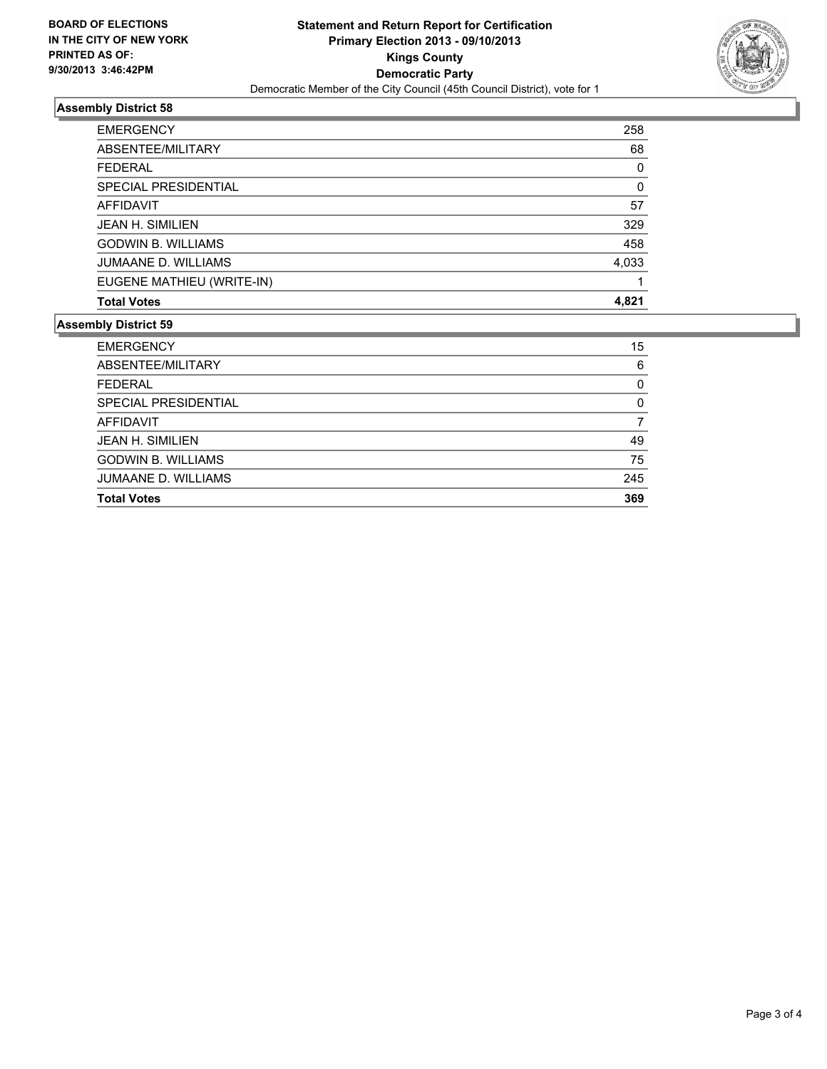**BOARD OF ELECTIONS IN THE CITY OF NEW YORK PRINTED AS OF: 9/30/2013 3:46:42PM**

# Statement and Return Report for Certification
## Primary Election 2013 - 09/10/2013
## Kings County
## Democratic Party

Democratic Member of the City Council (45th Council District), vote for 1

### Assembly District 58

| | |
|---|---|
| EMERGENCY | 258 |
| ABSENTEE/MILITARY | 68 |
| FEDERAL | 0 |
| SPECIAL PRESIDENTIAL | 0 |
| AFFIDAVIT | 57 |
| JEAN H. SIMILIEN | 329 |
| GODWIN B. WILLIAMS | 458 |
| JUMAANE D. WILLIAMS | 4,033 |
| EUGENE MATHIEU (WRITE-IN) | 1 |
| **Total Votes** | **4,821** |

### Assembly District 59

| | |
|---|---|
| EMERGENCY | 15 |
| ABSENTEE/MILITARY | 6 |
| FEDERAL | 0 |
| SPECIAL PRESIDENTIAL | 0 |
| AFFIDAVIT | 7 |
| JEAN H. SIMILIEN | 49 |
| GODWIN B. WILLIAMS | 75 |
| JUMAANE D. WILLIAMS | 245 |
| **Total Votes** | **369** |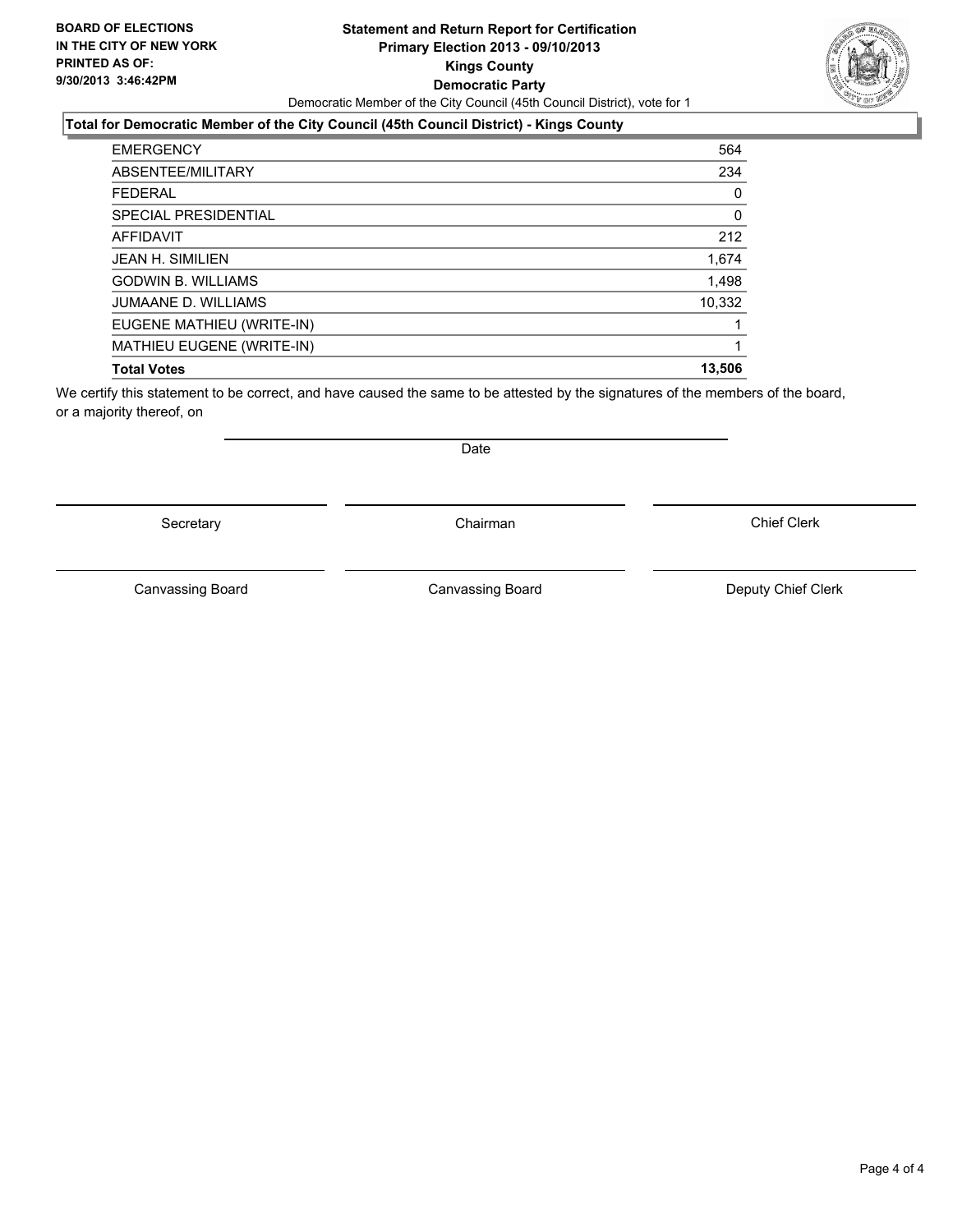**BOARD OF ELECTIONS IN THE CITY OF NEW YORK PRINTED AS OF: 9/30/2013 3:46:42PM**

**Statement and Return Report for Certification Primary Election 2013 - 09/10/2013 Kings County Democratic Party**

Democratic Member of the City Council (45th Council District), vote for 1

**Total for Democratic Member of the City Council (45th Council District) - Kings County**

| | |
|---|---|
| EMERGENCY | 564 |
| ABSENTEE/MILITARY | 234 |
| FEDERAL | 0 |
| SPECIAL PRESIDENTIAL | 0 |
| AFFIDAVIT | 212 |
| JEAN H. SIMILIEN | 1,674 |
| GODWIN B. WILLIAMS | 1,498 |
| JUMAANE D. WILLIAMS | 10,332 |
| EUGENE MATHIEU (WRITE-IN) | 1 |
| MATHIEU EUGENE (WRITE-IN) | 1 |
| **Total Votes** | **13,506** |

We certify this statement to be correct, and have caused the same to be attested by the signatures of the members of the board, or a majority thereof, on

Date

Secretary

Chairman

Chief Clerk

Canvassing Board

Canvassing Board

Deputy Chief Clerk